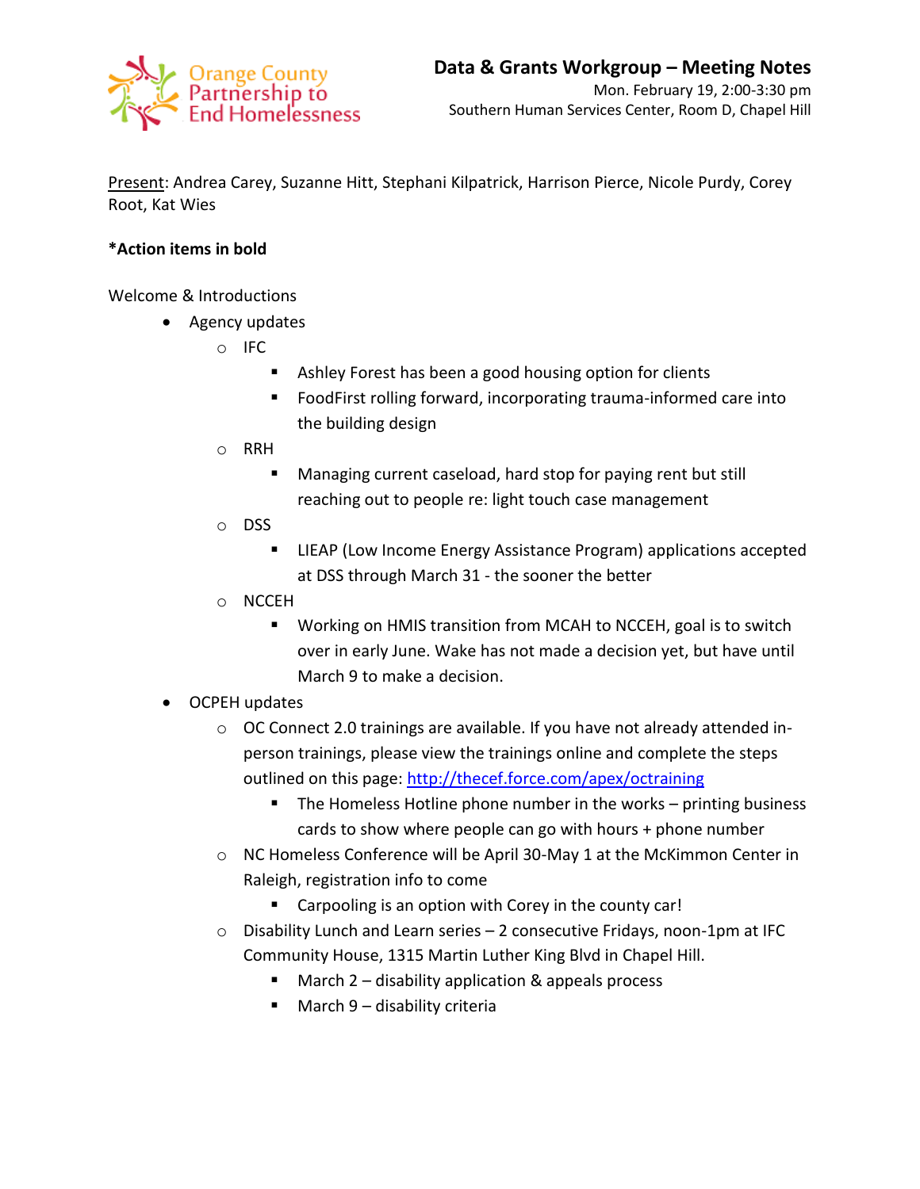Orange County Partnership to End Homelessness

# Data & Grants Workgroup – Meeting Notes

Mon. February 19, 2:00-3:30 pm
Southern Human Services Center, Room D, Chapel Hill

<u>Present</u>: Andrea Carey, Suzanne Hitt, Stephani Kilpatrick, Harrison Pierce, Nicole Purdy, Corey Root, Kat Wies

**\*Action items in bold**

Welcome & Introductions

- Agency updates
  - IFC
    - Ashley Forest has been a good housing option for clients
    - FoodFirst rolling forward, incorporating trauma-informed care into the building design
  - RRH
    - Managing current caseload, hard stop for paying rent but still reaching out to people re: light touch case management
  - DSS
    - LIEAP (Low Income Energy Assistance Program) applications accepted at DSS through March 31 - the sooner the better
  - NCCEH
    - Working on HMIS transition from MCAH to NCCEH, goal is to switch over in early June. Wake has not made a decision yet, but have until March 9 to make a decision.
- OCPEH updates
  - OC Connect 2.0 trainings are available. If you have not already attended in-person trainings, please view the trainings online and complete the steps outlined on this page: [http://thecef.force.com/apex/octraining](http://thecef.force.com/apex/octraining)
    - The Homeless Hotline phone number in the works – printing business cards to show where people can go with hours + phone number
  - NC Homeless Conference will be April 30-May 1 at the McKimmon Center in Raleigh, registration info to come
    - Carpooling is an option with Corey in the county car!
  - Disability Lunch and Learn series – 2 consecutive Fridays, noon-1pm at IFC Community House, 1315 Martin Luther King Blvd in Chapel Hill.
    - March 2 – disability application & appeals process
    - March 9 – disability criteria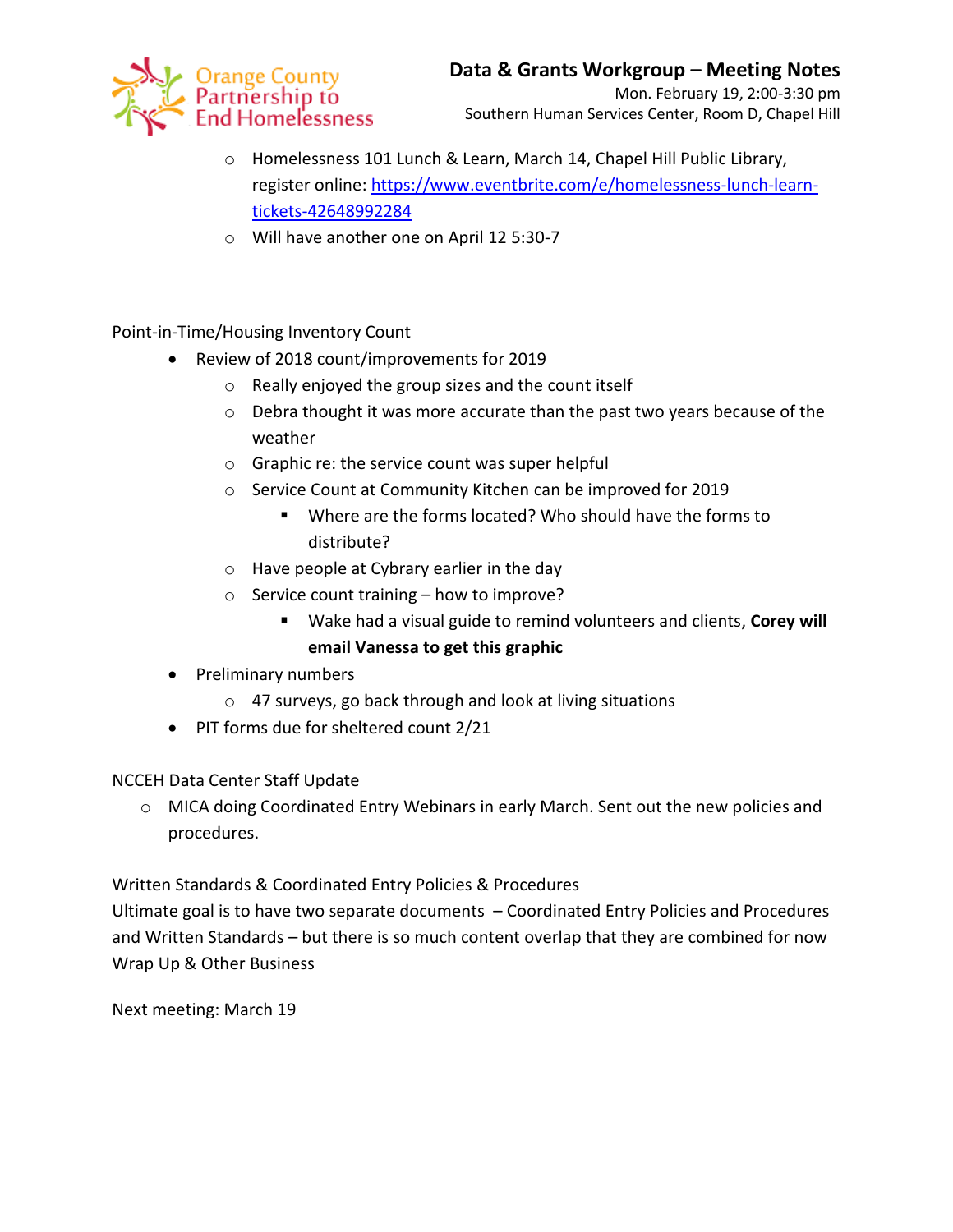- Homelessness 101 Lunch & Learn, March 14, Chapel Hill Public Library, register online: https://www.eventbrite.com/e/homelessness-lunch-learn-tickets-42648992284
- Will have another one on April 12 5:30-7

Point-in-Time/Housing Inventory Count

- Review of 2018 count/improvements for 2019
  - Really enjoyed the group sizes and the count itself
  - Debra thought it was more accurate than the past two years because of the weather
  - Graphic re: the service count was super helpful
  - Service Count at Community Kitchen can be improved for 2019
    - Where are the forms located? Who should have the forms to distribute?
  - Have people at Cybrary earlier in the day
  - Service count training – how to improve?
    - Wake had a visual guide to remind volunteers and clients, **Corey will email Vanessa to get this graphic**
- Preliminary numbers
  - 47 surveys, go back through and look at living situations
- PIT forms due for sheltered count 2/21

NCCEH Data Center Staff Update

- MICA doing Coordinated Entry Webinars in early March. Sent out the new policies and procedures.

Written Standards & Coordinated Entry Policies & Procedures

Ultimate goal is to have two separate documents – Coordinated Entry Policies and Procedures and Written Standards – but there is so much content overlap that they are combined for now

Wrap Up & Other Business

Next meeting: March 19